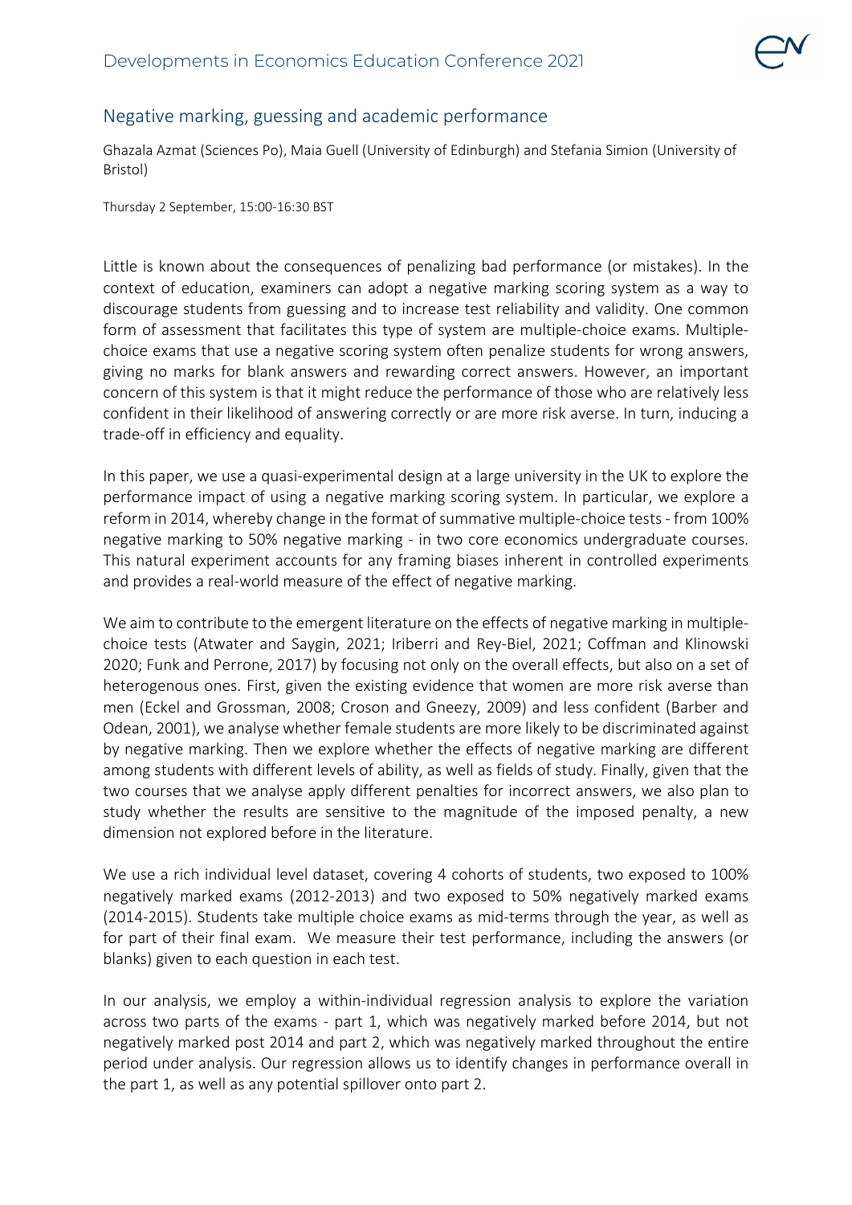## Negative marking, guessing and academic performance

Ghazala Azmat (Sciences Po), Maia Guell (University of Edinburgh) and Stefania Simion (University of Bristol)

Thursday 2 September, 15:00-16:30 BST

Little is known about the consequences of penalizing bad performance (or mistakes). In the context of education, examiners can adopt a negative marking scoring system as a way to discourage students from guessing and to increase test reliability and validity. One common form of assessment that facilitates this type of system are multiple-choice exams. Multiple-choice exams that use a negative scoring system often penalize students for wrong answers, giving no marks for blank answers and rewarding correct answers. However, an important concern of this system is that it might reduce the performance of those who are relatively less confident in their likelihood of answering correctly or are more risk averse. In turn, inducing a trade-off in efficiency and equality.

In this paper, we use a quasi-experimental design at a large university in the UK to explore the performance impact of using a negative marking scoring system. In particular, we explore a reform in 2014, whereby change in the format of summative multiple-choice tests - from 100% negative marking to 50% negative marking - in two core economics undergraduate courses. This natural experiment accounts for any framing biases inherent in controlled experiments and provides a real-world measure of the effect of negative marking.

We aim to contribute to the emergent literature on the effects of negative marking in multiple-choice tests (Atwater and Saygin, 2021; Iriberri and Rey-Biel, 2021; Coffman and Klinowski 2020; Funk and Perrone, 2017) by focusing not only on the overall effects, but also on a set of heterogenous ones. First, given the existing evidence that women are more risk averse than men (Eckel and Grossman, 2008; Croson and Gneezy, 2009) and less confident (Barber and Odean, 2001), we analyse whether female students are more likely to be discriminated against by negative marking. Then we explore whether the effects of negative marking are different among students with different levels of ability, as well as fields of study. Finally, given that the two courses that we analyse apply different penalties for incorrect answers, we also plan to study whether the results are sensitive to the magnitude of the imposed penalty, a new dimension not explored before in the literature.

We use a rich individual level dataset, covering 4 cohorts of students, two exposed to 100% negatively marked exams (2012-2013) and two exposed to 50% negatively marked exams (2014-2015). Students take multiple choice exams as mid-terms through the year, as well as for part of their final exam. We measure their test performance, including the answers (or blanks) given to each question in each test.

In our analysis, we employ a within-individual regression analysis to explore the variation across two parts of the exams - part 1, which was negatively marked before 2014, but not negatively marked post 2014 and part 2, which was negatively marked throughout the entire period under analysis. Our regression allows us to identify changes in performance overall in the part 1, as well as any potential spillover onto part 2.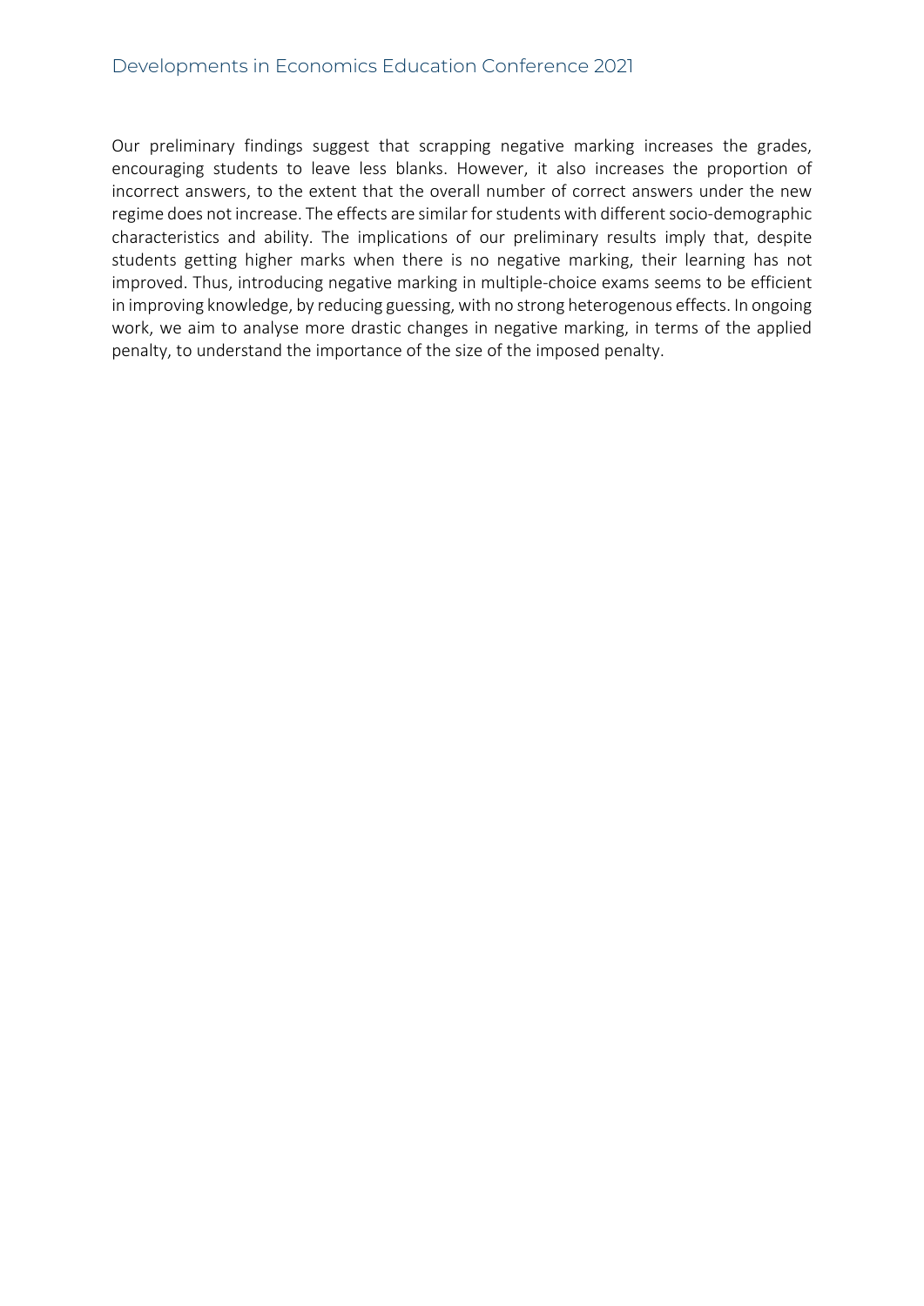Our preliminary findings suggest that scrapping negative marking increases the grades, encouraging students to leave less blanks. However, it also increases the proportion of incorrect answers, to the extent that the overall number of correct answers under the new regime does not increase. The effects are similar for students with different socio-demographic characteristics and ability. The implications of our preliminary results imply that, despite students getting higher marks when there is no negative marking, their learning has not improved. Thus, introducing negative marking in multiple-choice exams seems to be efficient in improving knowledge, by reducing guessing, with no strong heterogenous effects. In ongoing work, we aim to analyse more drastic changes in negative marking, in terms of the applied penalty, to understand the importance of the size of the imposed penalty.